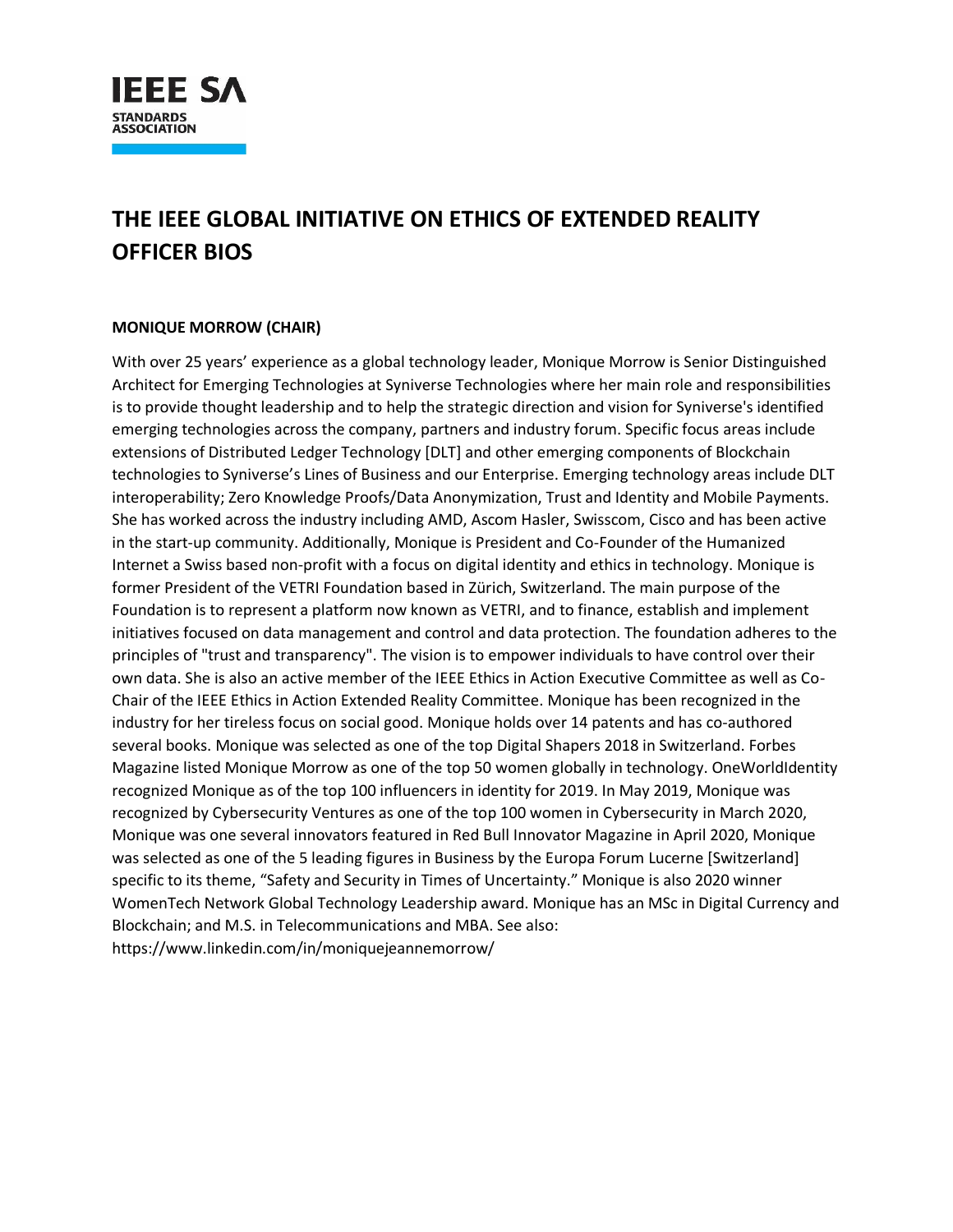# THE IEEE GLOBAL INITIATIVE ON ETHICS OF EXTENDED REALITY OFFICER BIOS

**MONIQUE MORROW (CHAIR)**

With over 25 years' experience as a global technology leader, Monique Morrow is Senior Distinguished Architect for Emerging Technologies at Syniverse Technologies where her main role and responsibilities is to provide thought leadership and to help the strategic direction and vision for Syniverse's identified emerging technologies across the company, partners and industry forum. Specific focus areas include extensions of Distributed Ledger Technology [DLT] and other emerging components of Blockchain technologies to Syniverse's Lines of Business and our Enterprise. Emerging technology areas include DLT interoperability; Zero Knowledge Proofs/Data Anonymization, Trust and Identity and Mobile Payments. She has worked across the industry including AMD, Ascom Hasler, Swisscom, Cisco and has been active in the start-up community. Additionally, Monique is President and Co-Founder of the Humanized Internet a Swiss based non-profit with a focus on digital identity and ethics in technology. Monique is former President of the VETRI Foundation based in Zürich, Switzerland. The main purpose of the Foundation is to represent a platform now known as VETRI, and to finance, establish and implement initiatives focused on data management and control and data protection. The foundation adheres to the principles of "trust and transparency". The vision is to empower individuals to have control over their own data. She is also an active member of the IEEE Ethics in Action Executive Committee as well as Co-Chair of the IEEE Ethics in Action Extended Reality Committee. Monique has been recognized in the industry for her tireless focus on social good. Monique holds over 14 patents and has co-authored several books. Monique was selected as one of the top Digital Shapers 2018 in Switzerland. Forbes Magazine listed Monique Morrow as one of the top 50 women globally in technology. OneWorldIdentity recognized Monique as of the top 100 influencers in identity for 2019. In May 2019, Monique was recognized by Cybersecurity Ventures as one of the top 100 women in Cybersecurity in March 2020, Monique was one several innovators featured in Red Bull Innovator Magazine in April 2020, Monique was selected as one of the 5 leading figures in Business by the Europa Forum Lucerne [Switzerland] specific to its theme, "Safety and Security in Times of Uncertainty." Monique is also 2020 winner WomenTech Network Global Technology Leadership award. Monique has an MSc in Digital Currency and Blockchain; and M.S. in Telecommunications and MBA. See also: https://www.linkedin.com/in/moniquejeannemorrow/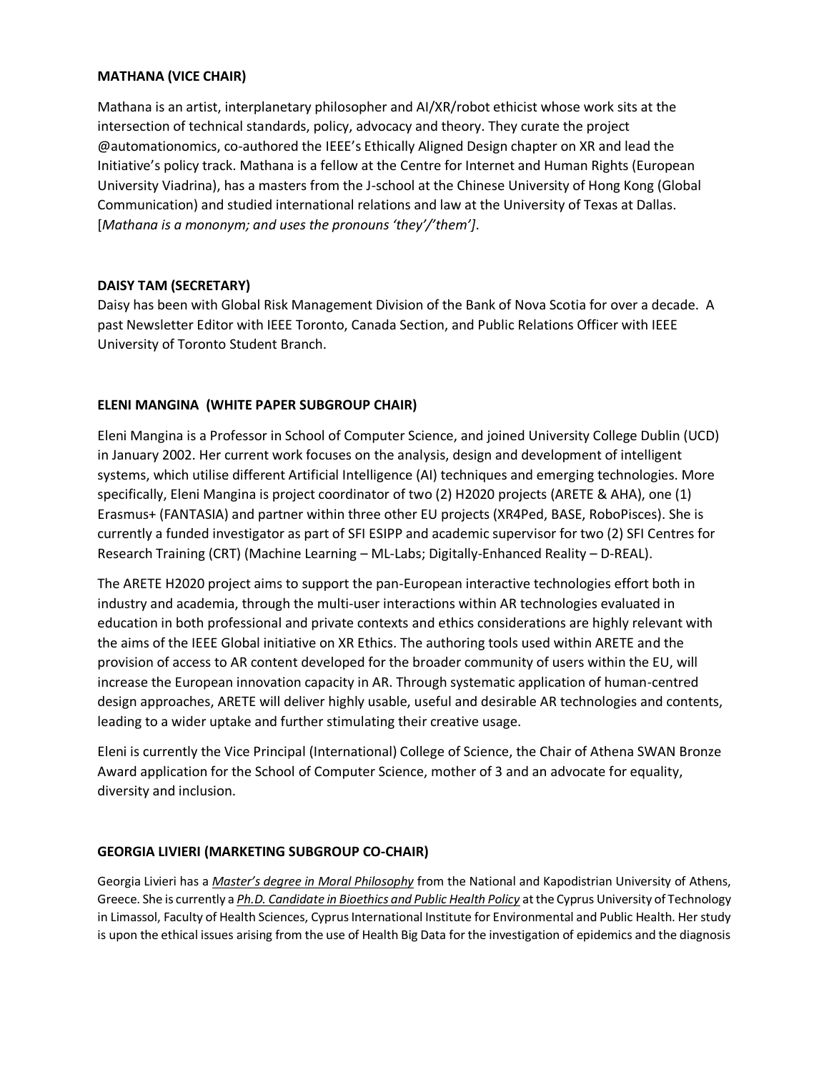**MATHANA (VICE CHAIR)**

Mathana is an artist, interplanetary philosopher and AI/XR/robot ethicist whose work sits at the intersection of technical standards, policy, advocacy and theory. They curate the project @automationomics, co-authored the IEEE's Ethically Aligned Design chapter on XR and lead the Initiative's policy track. Mathana is a fellow at the Centre for Internet and Human Rights (European University Viadrina), has a masters from the J-school at the Chinese University of Hong Kong (Global Communication) and studied international relations and law at the University of Texas at Dallas. [*Mathana is a mononym; and uses the pronouns 'they'/'them'*].

**DAISY TAM (SECRETARY)**

Daisy has been with Global Risk Management Division of the Bank of Nova Scotia for over a decade. A past Newsletter Editor with IEEE Toronto, Canada Section, and Public Relations Officer with IEEE University of Toronto Student Branch.

**ELENI MANGINA (WHITE PAPER SUBGROUP CHAIR)**

Eleni Mangina is a Professor in School of Computer Science, and joined University College Dublin (UCD) in January 2002. Her current work focuses on the analysis, design and development of intelligent systems, which utilise different Artificial Intelligence (AI) techniques and emerging technologies. More specifically, Eleni Mangina is project coordinator of two (2) H2020 projects (ARETE & AHA), one (1) Erasmus+ (FANTASIA) and partner within three other EU projects (XR4Ped, BASE, RoboPisces). She is currently a funded investigator as part of SFI ESIPP and academic supervisor for two (2) SFI Centres for Research Training (CRT) (Machine Learning – ML-Labs; Digitally-Enhanced Reality – D-REAL).

The ARETE H2020 project aims to support the pan-European interactive technologies effort both in industry and academia, through the multi-user interactions within AR technologies evaluated in education in both professional and private contexts and ethics considerations are highly relevant with the aims of the IEEE Global initiative on XR Ethics. The authoring tools used within ARETE and the provision of access to AR content developed for the broader community of users within the EU, will increase the European innovation capacity in AR. Through systematic application of human-centred design approaches, ARETE will deliver highly usable, useful and desirable AR technologies and contents, leading to a wider uptake and further stimulating their creative usage.

Eleni is currently the Vice Principal (International) College of Science, the Chair of Athena SWAN Bronze Award application for the School of Computer Science, mother of 3 and an advocate for equality, diversity and inclusion.

**GEORGIA LIVIERI (MARKETING SUBGROUP CO-CHAIR)**

Georgia Livieri has a *Master's degree in Moral Philosophy* from the National and Kapodistrian University of Athens, Greece. She is currently a *Ph.D. Candidate in Bioethics and Public Health Policy* at the Cyprus University of Technology in Limassol, Faculty of Health Sciences, Cyprus International Institute for Environmental and Public Health. Her study is upon the ethical issues arising from the use of Health Big Data for the investigation of epidemics and the diagnosis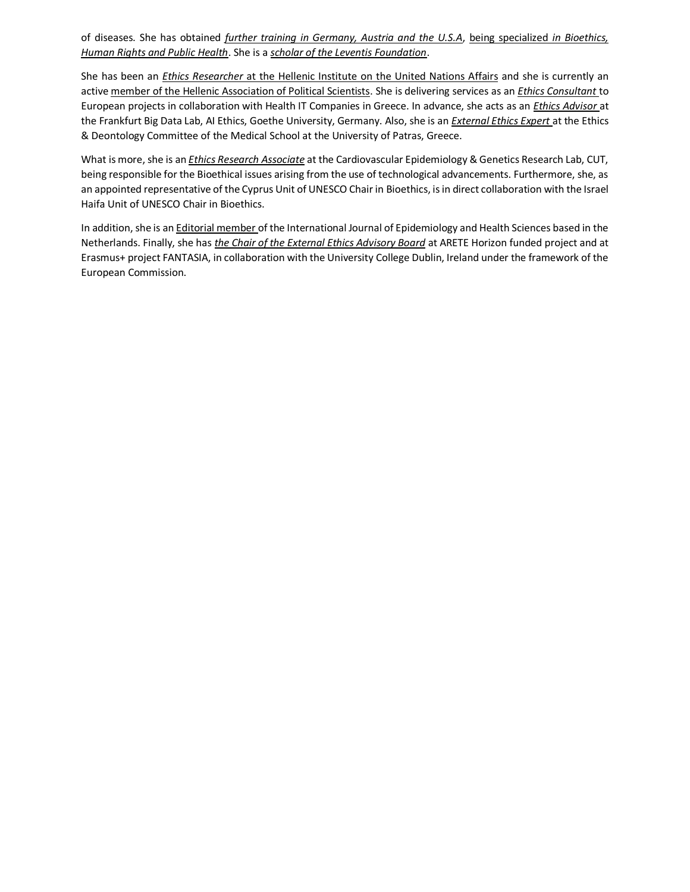of diseases. She has obtained *further training in Germany, Austria and the U.S.A*, being specialized *in Bioethics, Human Rights and Public Health*. She is a *scholar of the Leventis Foundation*.

She has been an *Ethics Researcher* at the Hellenic Institute on the United Nations Affairs and she is currently an active member of the Hellenic Association of Political Scientists. She is delivering services as an *Ethics Consultant* to European projects in collaboration with Health IT Companies in Greece. In advance, she acts as an *Ethics Advisor* at the Frankfurt Big Data Lab, AI Ethics, Goethe University, Germany. Also, she is an *External Ethics Expert* at the Ethics & Deontology Committee of the Medical School at the University of Patras, Greece.

What is more, she is an *Ethics Research Associate* at the Cardiovascular Epidemiology & Genetics Research Lab, CUT, being responsible for the Bioethical issues arising from the use of technological advancements. Furthermore, she, as an appointed representative of the Cyprus Unit of UNESCO Chair in Bioethics, is in direct collaboration with the Israel Haifa Unit of UNESCO Chair in Bioethics.

In addition, she is an Editorial member of the International Journal of Epidemiology and Health Sciences based in the Netherlands. Finally, she has *the Chair of the External Ethics Advisory Board* at ARETE Horizon funded project and at Erasmus+ project FANTASIA, in collaboration with the University College Dublin, Ireland under the framework of the European Commission.